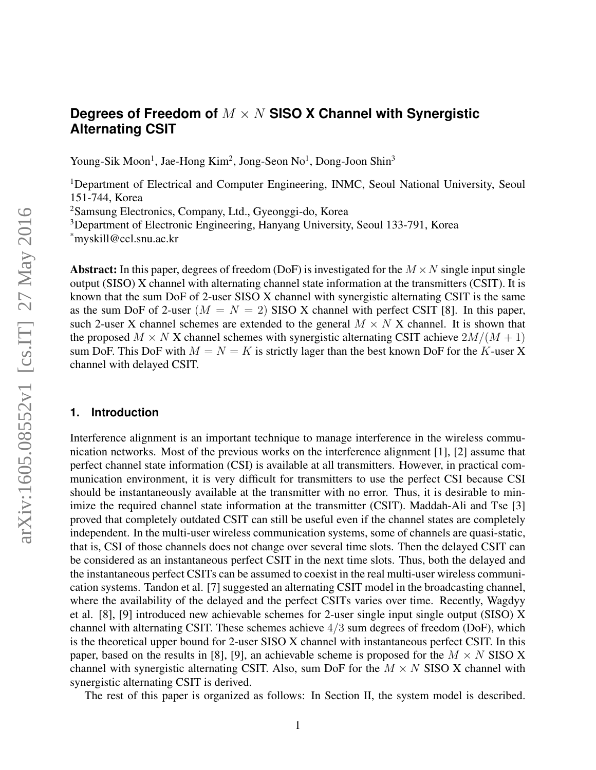# Degrees of Freedom of $M \times N$ SISO X Channel with Synergistic Alternating CSIT

Young-Sik Moon[1], Jae-Hong Kim[2], Jong-Seon No[1], Dong-Joon Shin[3]

[1]Department of Electrical and Computer Engineering, INMC, Seoul National University, Seoul 151-744, Korea
[2]Samsung Electronics, Company, Ltd., Gyeonggi-do, Korea
[3]Department of Electronic Engineering, Hanyang University, Seoul 133-791, Korea
[*]myskill@ccl.snu.ac.kr

**Abstract:** In this paper, degrees of freedom (DoF) is investigated for the $M \times N$ single input single output (SISO) X channel with alternating channel state information at the transmitters (CSIT). It is known that the sum DoF of 2-user SISO X channel with synergistic alternating CSIT is the same as the sum DoF of 2-user ($M = N = 2$) SISO X channel with perfect CSIT [8]. In this paper, such 2-user X channel schemes are extended to the general $M \times N$ X channel. It is shown that the proposed $M \times N$ X channel schemes with synergistic alternating CSIT achieve $2M/(M + 1)$ sum DoF. This DoF with $M = N = K$ is strictly lager than the best known DoF for the $K$-user X channel with delayed CSIT.

## 1. Introduction

Interference alignment is an important technique to manage interference in the wireless communication networks. Most of the previous works on the interference alignment [1], [2] assume that perfect channel state information (CSI) is available at all transmitters. However, in practical communication environment, it is very difficult for transmitters to use the perfect CSI because CSI should be instantaneously available at the transmitter with no error. Thus, it is desirable to minimize the required channel state information at the transmitter (CSIT). Maddah-Ali and Tse [3] proved that completely outdated CSIT can still be useful even if the channel states are completely independent. In the multi-user wireless communication systems, some of channels are quasi-static, that is, CSI of those channels does not change over several time slots. Then the delayed CSIT can be considered as an instantaneous perfect CSIT in the next time slots. Thus, both the delayed and the instantaneous perfect CSITs can be assumed to coexist in the real multi-user wireless communication systems. Tandon et al. [7] suggested an alternating CSIT model in the broadcasting channel, where the availability of the delayed and the perfect CSITs varies over time. Recently, Wagdyy et al. [8], [9] introduced new achievable schemes for 2-user single input single output (SISO) X channel with alternating CSIT. These schemes achieve $4/3$ sum degrees of freedom (DoF), which is the theoretical upper bound for 2-user SISO X channel with instantaneous perfect CSIT. In this paper, based on the results in [8], [9], an achievable scheme is proposed for the $M \times N$ SISO X channel with synergistic alternating CSIT. Also, sum DoF for the $M \times N$ SISO X channel with synergistic alternating CSIT is derived.

The rest of this paper is organized as follows: In Section II, the system model is described.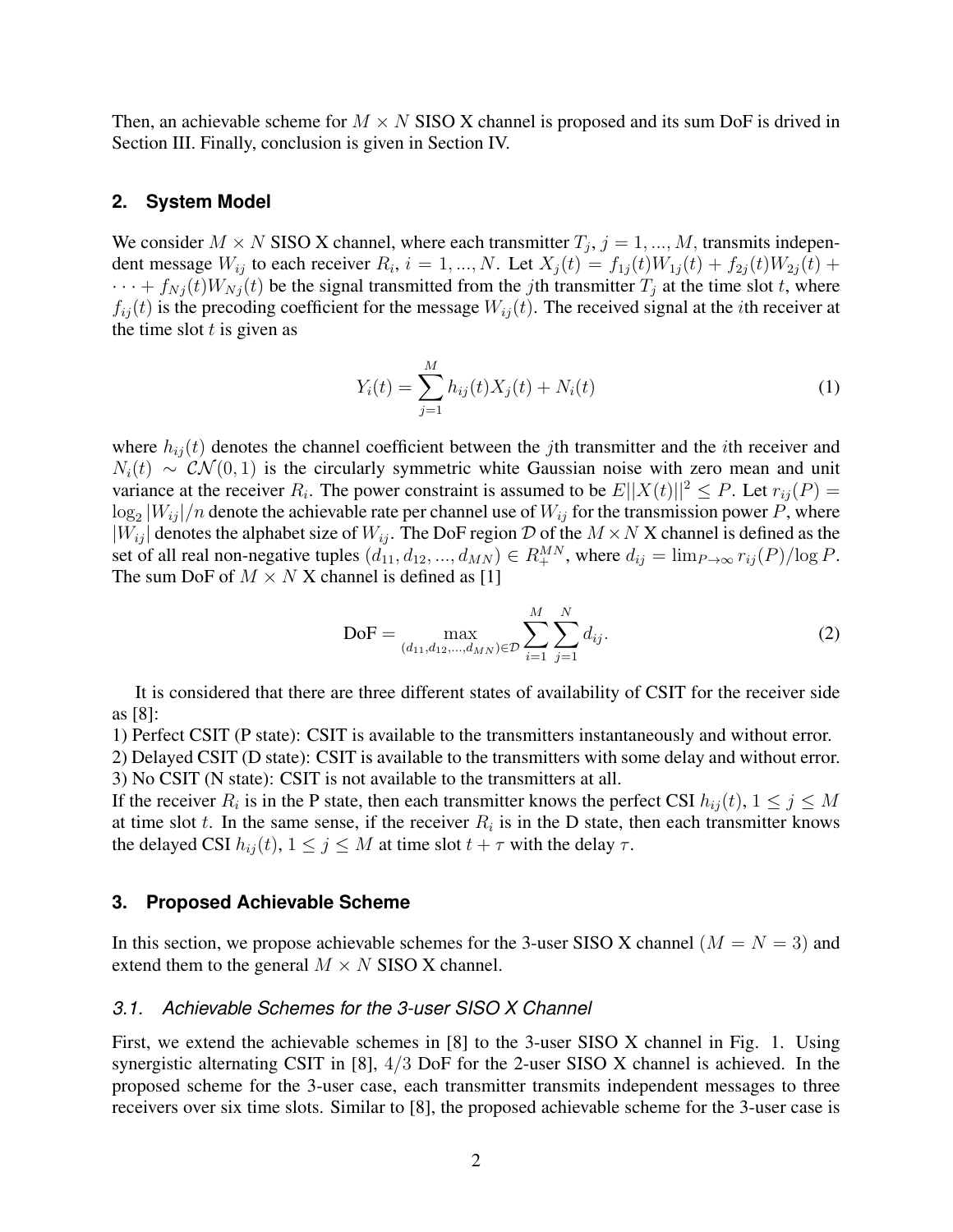Then, an achievable scheme for $M \times N$ SISO X channel is proposed and its sum DoF is drived in Section III. Finally, conclusion is given in Section IV.

## 2. System Model

We consider $M \times N$ SISO X channel, where each transmitter $T_j$, $j = 1, ..., M$, transmits independent message $W_{ij}$ to each receiver $R_i$, $i = 1, ..., N$. Let $X_j(t) = f_{1j}(t)W_{1j}(t) + f_{2j}(t)W_{2j}(t) + \cdots + f_{Nj}(t)W_{Nj}(t)$ be the signal transmitted from the $j$th transmitter $T_j$ at the time slot $t$, where $f_{ij}(t)$ is the precoding coefficient for the message $W_{ij}(t)$. The received signal at the $i$th receiver at the time slot $t$ is given as

$$Y_i(t) = \sum_{j=1}^{M} h_{ij}(t)X_j(t) + N_i(t) \tag{1}$$

where $h_{ij}(t)$ denotes the channel coefficient between the $j$th transmitter and the $i$th receiver and $N_i(t) \sim \mathcal{CN}(0, 1)$ is the circularly symmetric white Gaussian noise with zero mean and unit variance at the receiver $R_i$. The power constraint is assumed to be $E||X(t)||^2 \leq P$. Let $r_{ij}(P) = \log_2 |W_{ij}|/n$ denote the achievable rate per channel use of $W_{ij}$ for the transmission power $P$, where $|W_{ij}|$ denotes the alphabet size of $W_{ij}$. The DoF region $\mathcal{D}$ of the $M \times N$ X channel is defined as the set of all real non-negative tuples $(d_{11}, d_{12}, ..., d_{MN}) \in R_+^{MN}$, where $d_{ij} = \lim_{P\to\infty} r_{ij}(P)/\log P$. The sum DoF of $M \times N$ X channel is defined as [1]

$$\text{DoF} = \max_{(d_{11}, d_{12}, ..., d_{MN}) \in \mathcal{D}} \sum_{i=1}^{M} \sum_{j=1}^{N} d_{ij}. \tag{2}$$

It is considered that there are three different states of availability of CSIT for the receiver side as [8]:

1) Perfect CSIT (P state): CSIT is available to the transmitters instantaneously and without error.
2) Delayed CSIT (D state): CSIT is available to the transmitters with some delay and without error.
3) No CSIT (N state): CSIT is not available to the transmitters at all.

If the receiver $R_i$ is in the P state, then each transmitter knows the perfect CSI $h_{ij}(t)$, $1 \leq j \leq M$ at time slot $t$. In the same sense, if the receiver $R_i$ is in the D state, then each transmitter knows the delayed CSI $h_{ij}(t)$, $1 \leq j \leq M$ at time slot $t + \tau$ with the delay $\tau$.

## 3. Proposed Achievable Scheme

In this section, we propose achievable schemes for the 3-user SISO X channel ($M = N = 3$) and extend them to the general $M \times N$ SISO X channel.

### *3.1. Achievable Schemes for the 3-user SISO X Channel*

First, we extend the achievable schemes in [8] to the 3-user SISO X channel in Fig. 1. Using synergistic alternating CSIT in [8], $4/3$ DoF for the 2-user SISO X channel is achieved. In the proposed scheme for the 3-user case, each transmitter transmits independent messages to three receivers over six time slots. Similar to [8], the proposed achievable scheme for the 3-user case is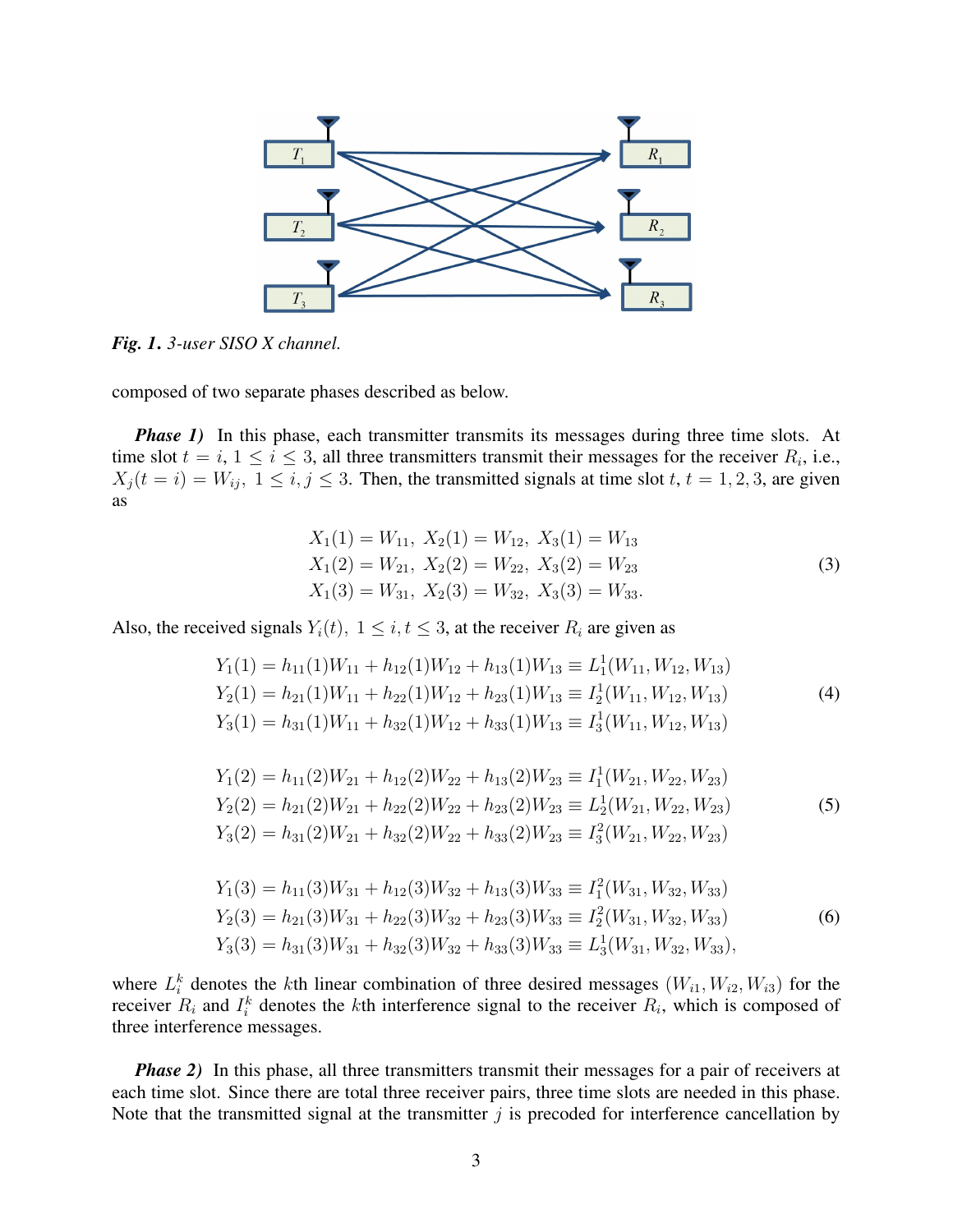*Fig. 1. 3-user SISO X channel.*

composed of two separate phases described as below.

***Phase 1)*** In this phase, each transmitter transmits its messages during three time slots. At time slot $t = i$, $1 \le i \le 3$, all three transmitters transmit their messages for the receiver $R_i$, i.e., $X_j(t = i) = W_{ij},\ 1 \le i, j \le 3$. Then, the transmitted signals at time slot $t$, $t = 1, 2, 3$, are given as

$$
\begin{aligned}
&X_1(1) = W_{11},\ X_2(1) = W_{12},\ X_3(1) = W_{13} \\
&X_1(2) = W_{21},\ X_2(2) = W_{22},\ X_3(2) = W_{23} \\
&X_1(3) = W_{31},\ X_2(3) = W_{32},\ X_3(3) = W_{33}.
\end{aligned}
\tag{3}
$$

Also, the received signals $Y_i(t),\ 1 \le i, t \le 3$, at the receiver $R_i$ are given as

$$
\begin{aligned}
Y_1(1) &= h_{11}(1)W_{11} + h_{12}(1)W_{12} + h_{13}(1)W_{13} \equiv L_1^1(W_{11}, W_{12}, W_{13}) \\
Y_2(1) &= h_{21}(1)W_{11} + h_{22}(1)W_{12} + h_{23}(1)W_{13} \equiv I_2^1(W_{11}, W_{12}, W_{13}) \\
Y_3(1) &= h_{31}(1)W_{11} + h_{32}(1)W_{12} + h_{33}(1)W_{13} \equiv I_3^1(W_{11}, W_{12}, W_{13})
\end{aligned}
\tag{4}
$$

$$
\begin{aligned}
Y_1(2) &= h_{11}(2)W_{21} + h_{12}(2)W_{22} + h_{13}(2)W_{23} \equiv I_1^1(W_{21}, W_{22}, W_{23}) \\
Y_2(2) &= h_{21}(2)W_{21} + h_{22}(2)W_{22} + h_{23}(2)W_{23} \equiv L_2^1(W_{21}, W_{22}, W_{23}) \\
Y_3(2) &= h_{31}(2)W_{21} + h_{32}(2)W_{22} + h_{33}(2)W_{23} \equiv I_3^2(W_{21}, W_{22}, W_{23})
\end{aligned}
\tag{5}
$$

$$
\begin{aligned}
Y_1(3) &= h_{11}(3)W_{31} + h_{12}(3)W_{32} + h_{13}(3)W_{33} \equiv I_1^2(W_{31}, W_{32}, W_{33}) \\
Y_2(3) &= h_{21}(3)W_{31} + h_{22}(3)W_{32} + h_{23}(3)W_{33} \equiv I_2^2(W_{31}, W_{32}, W_{33}) \\
Y_3(3) &= h_{31}(3)W_{31} + h_{32}(3)W_{32} + h_{33}(3)W_{33} \equiv L_3^1(W_{31}, W_{32}, W_{33}),
\end{aligned}
\tag{6}
$$

where $L_i^k$ denotes the $k$th linear combination of three desired messages $(W_{i1}, W_{i2}, W_{i3})$ for the receiver $R_i$ and $I_i^k$ denotes the $k$th interference signal to the receiver $R_i$, which is composed of three interference messages.

***Phase 2)*** In this phase, all three transmitters transmit their messages for a pair of receivers at each time slot. Since there are total three receiver pairs, three time slots are needed in this phase. Note that the transmitted signal at the transmitter $j$ is precoded for interference cancellation by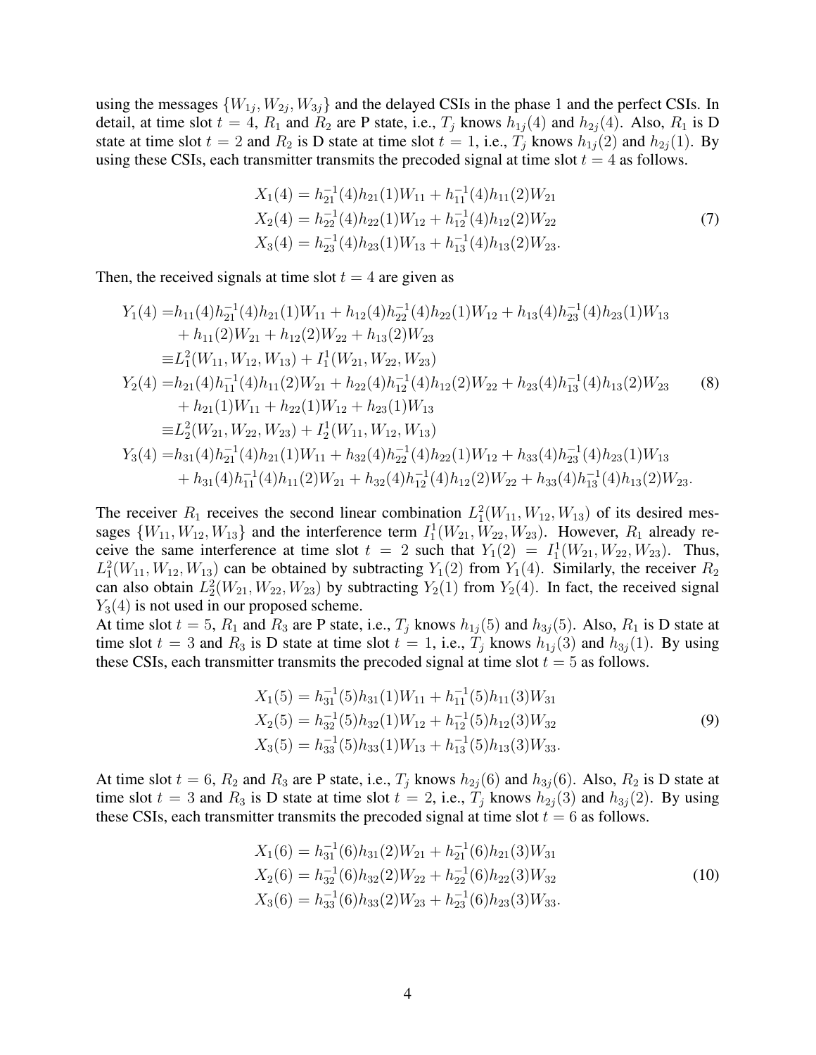using the messages $\{W_{1j}, W_{2j}, W_{3j}\}$ and the delayed CSIs in the phase 1 and the perfect CSIs. In detail, at time slot $t = 4$, $R_1$ and $R_2$ are P state, i.e., $T_j$ knows $h_{1j}(4)$ and $h_{2j}(4)$. Also, $R_1$ is D state at time slot $t = 2$ and $R_2$ is D state at time slot $t = 1$, i.e., $T_j$ knows $h_{1j}(2)$ and $h_{2j}(1)$. By using these CSIs, each transmitter transmits the precoded signal at time slot $t = 4$ as follows.

$$
\begin{aligned}
X_1(4) &= h_{21}^{-1}(4)h_{21}(1)W_{11} + h_{11}^{-1}(4)h_{11}(2)W_{21} \\
X_2(4) &= h_{22}^{-1}(4)h_{22}(1)W_{12} + h_{12}^{-1}(4)h_{12}(2)W_{22} \\
X_3(4) &= h_{23}^{-1}(4)h_{23}(1)W_{13} + h_{13}^{-1}(4)h_{13}(2)W_{23}.
\end{aligned} \tag{7}
$$

Then, the received signals at time slot $t = 4$ are given as

$$
\begin{aligned}
Y_1(4) =& h_{11}(4)h_{21}^{-1}(4)h_{21}(1)W_{11} + h_{12}(4)h_{22}^{-1}(4)h_{22}(1)W_{12} + h_{13}(4)h_{23}^{-1}(4)h_{23}(1)W_{13} \\
&+ h_{11}(2)W_{21} + h_{12}(2)W_{22} + h_{13}(2)W_{23} \\
\equiv& L_1^2(W_{11}, W_{12}, W_{13}) + I_1^1(W_{21}, W_{22}, W_{23}) \\
Y_2(4) =& h_{21}(4)h_{11}^{-1}(4)h_{11}(2)W_{21} + h_{22}(4)h_{12}^{-1}(4)h_{12}(2)W_{22} + h_{23}(4)h_{13}^{-1}(4)h_{13}(2)W_{23} \\
&+ h_{21}(1)W_{11} + h_{22}(1)W_{12} + h_{23}(1)W_{13} \\
\equiv& L_2^2(W_{21}, W_{22}, W_{23}) + I_2^1(W_{11}, W_{12}, W_{13}) \\
Y_3(4) =& h_{31}(4)h_{21}^{-1}(4)h_{21}(1)W_{11} + h_{32}(4)h_{22}^{-1}(4)h_{22}(1)W_{12} + h_{33}(4)h_{23}^{-1}(4)h_{23}(1)W_{13} \\
&+ h_{31}(4)h_{11}^{-1}(4)h_{11}(2)W_{21} + h_{32}(4)h_{12}^{-1}(4)h_{12}(2)W_{22} + h_{33}(4)h_{13}^{-1}(4)h_{13}(2)W_{23}.
\end{aligned} \tag{8}
$$

The receiver $R_1$ receives the second linear combination $L_1^2(W_{11}, W_{12}, W_{13})$ of its desired messages $\{W_{11}, W_{12}, W_{13}\}$ and the interference term $I_1^1(W_{21}, W_{22}, W_{23})$. However, $R_1$ already receive the same interference at time slot $t = 2$ such that $Y_1(2) = I_1^1(W_{21}, W_{22}, W_{23})$. Thus, $L_1^2(W_{11}, W_{12}, W_{13})$ can be obtained by subtracting $Y_1(2)$ from $Y_1(4)$. Similarly, the receiver $R_2$ can also obtain $L_2^2(W_{21}, W_{22}, W_{23})$ by subtracting $Y_2(1)$ from $Y_2(4)$. In fact, the received signal $Y_3(4)$ is not used in our proposed scheme.

At time slot $t = 5$, $R_1$ and $R_3$ are P state, i.e., $T_j$ knows $h_{1j}(5)$ and $h_{3j}(5)$. Also, $R_1$ is D state at time slot $t = 3$ and $R_3$ is D state at time slot $t = 1$, i.e., $T_j$ knows $h_{1j}(3)$ and $h_{3j}(1)$. By using these CSIs, each transmitter transmits the precoded signal at time slot $t = 5$ as follows.

$$
\begin{aligned}
X_1(5) &= h_{31}^{-1}(5)h_{31}(1)W_{11} + h_{11}^{-1}(5)h_{11}(3)W_{31} \\
X_2(5) &= h_{32}^{-1}(5)h_{32}(1)W_{12} + h_{12}^{-1}(5)h_{12}(3)W_{32} \\
X_3(5) &= h_{33}^{-1}(5)h_{33}(1)W_{13} + h_{13}^{-1}(5)h_{13}(3)W_{33}.
\end{aligned} \tag{9}
$$

At time slot $t = 6$, $R_2$ and $R_3$ are P state, i.e., $T_j$ knows $h_{2j}(6)$ and $h_{3j}(6)$. Also, $R_2$ is D state at time slot $t = 3$ and $R_3$ is D state at time slot $t = 2$, i.e., $T_j$ knows $h_{2j}(3)$ and $h_{3j}(2)$. By using these CSIs, each transmitter transmits the precoded signal at time slot $t = 6$ as follows.

$$
\begin{aligned}
X_1(6) &= h_{31}^{-1}(6)h_{31}(2)W_{21} + h_{21}^{-1}(6)h_{21}(3)W_{31} \\
X_2(6) &= h_{32}^{-1}(6)h_{32}(2)W_{22} + h_{22}^{-1}(6)h_{22}(3)W_{32} \\
X_3(6) &= h_{33}^{-1}(6)h_{33}(2)W_{23} + h_{23}^{-1}(6)h_{23}(3)W_{33}.
\end{aligned} \tag{10}
$$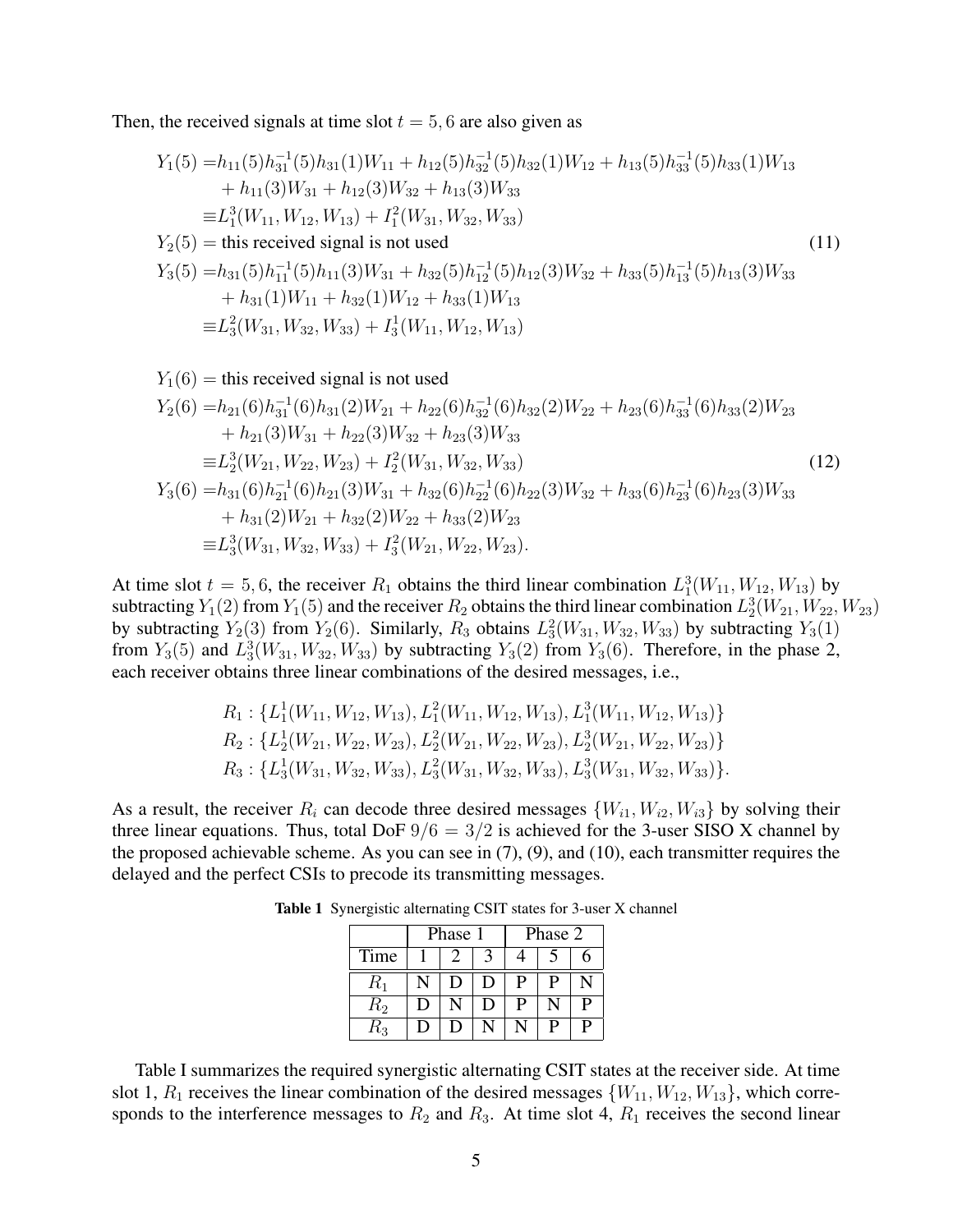Then, the received signals at time slot $t = 5, 6$ are also given as

$$
\begin{aligned}
Y_1(5) =& h_{11}(5)h_{31}^{-1}(5)h_{31}(1)W_{11} + h_{12}(5)h_{32}^{-1}(5)h_{32}(1)W_{12} + h_{13}(5)h_{33}^{-1}(5)h_{33}(1)W_{13} \\
&+ h_{11}(3)W_{31} + h_{12}(3)W_{32} + h_{13}(3)W_{33} \\
\equiv& L_1^3(W_{11}, W_{12}, W_{13}) + I_1^2(W_{31}, W_{32}, W_{33}) \\
Y_2(5) =& \text{ this received signal is not used} \\
Y_3(5) =& h_{31}(5)h_{11}^{-1}(5)h_{11}(3)W_{31} + h_{32}(5)h_{12}^{-1}(5)h_{12}(3)W_{32} + h_{33}(5)h_{13}^{-1}(5)h_{13}(3)W_{33} \\
&+ h_{31}(1)W_{11} + h_{32}(1)W_{12} + h_{33}(1)W_{13} \\
\equiv& L_3^2(W_{31}, W_{32}, W_{33}) + I_3^1(W_{11}, W_{12}, W_{13})
\end{aligned} \tag{11}
$$

$$
\begin{aligned}
Y_1(6) =& \text{ this received signal is not used} \\
Y_2(6) =& h_{21}(6)h_{31}^{-1}(6)h_{31}(2)W_{21} + h_{22}(6)h_{32}^{-1}(6)h_{32}(2)W_{22} + h_{23}(6)h_{33}^{-1}(6)h_{33}(2)W_{23} \\
&+ h_{21}(3)W_{31} + h_{22}(3)W_{32} + h_{23}(3)W_{33} \\
\equiv& L_2^3(W_{21}, W_{22}, W_{23}) + I_2^2(W_{31}, W_{32}, W_{33}) \\
Y_3(6) =& h_{31}(6)h_{21}^{-1}(6)h_{21}(3)W_{31} + h_{32}(6)h_{22}^{-1}(6)h_{22}(3)W_{32} + h_{33}(6)h_{23}^{-1}(6)h_{23}(3)W_{33} \\
&+ h_{31}(2)W_{21} + h_{32}(2)W_{22} + h_{33}(2)W_{23} \\
\equiv& L_3^3(W_{31}, W_{32}, W_{33}) + I_3^2(W_{21}, W_{22}, W_{23}).
\end{aligned} \tag{12}
$$

At time slot $t = 5, 6$, the receiver $R_1$ obtains the third linear combination $L_1^3(W_{11}, W_{12}, W_{13})$ by subtracting $Y_1(2)$ from $Y_1(5)$ and the receiver $R_2$ obtains the third linear combination $L_2^3(W_{21}, W_{22}, W_{23})$ by subtracting $Y_2(3)$ from $Y_2(6)$. Similarly, $R_3$ obtains $L_3^2(W_{31}, W_{32}, W_{33})$ by subtracting $Y_3(1)$ from $Y_3(5)$ and $L_3^3(W_{31}, W_{32}, W_{33})$ by subtracting $Y_3(2)$ from $Y_3(6)$. Therefore, in the phase 2, each receiver obtains three linear combinations of the desired messages, i.e.,

$$
\begin{aligned}
R_1 &: \{L_1^1(W_{11}, W_{12}, W_{13}), L_1^2(W_{11}, W_{12}, W_{13}), L_1^3(W_{11}, W_{12}, W_{13})\} \\
R_2 &: \{L_2^1(W_{21}, W_{22}, W_{23}), L_2^2(W_{21}, W_{22}, W_{23}), L_2^3(W_{21}, W_{22}, W_{23})\} \\
R_3 &: \{L_3^1(W_{31}, W_{32}, W_{33}), L_3^2(W_{31}, W_{32}, W_{33}), L_3^3(W_{31}, W_{32}, W_{33})\}.
\end{aligned}
$$

As a result, the receiver $R_i$ can decode three desired messages $\{W_{i1}, W_{i2}, W_{i3}\}$ by solving their three linear equations. Thus, total DoF $9/6 = 3/2$ is achieved for the 3-user SISO X channel by the proposed achievable scheme. As you can see in (7), (9), and (10), each transmitter requires the delayed and the perfect CSIs to precode its transmitting messages.

**Table 1** Synergistic alternating CSIT states for 3-user X channel

| | Phase 1 | | | Phase 2 | | |
|---|---|---|---|---|---|---|
| Time | 1 | 2 | 3 | 4 | 5 | 6 |
| $R_1$ | N | D | D | P | P | N |
| $R_2$ | D | N | D | P | N | P |
| $R_3$ | D | D | N | N | P | P |

Table I summarizes the required synergistic alternating CSIT states at the receiver side. At time slot 1, $R_1$ receives the linear combination of the desired messages $\{W_{11}, W_{12}, W_{13}\}$, which corresponds to the interference messages to $R_2$ and $R_3$. At time slot 4, $R_1$ receives the second linear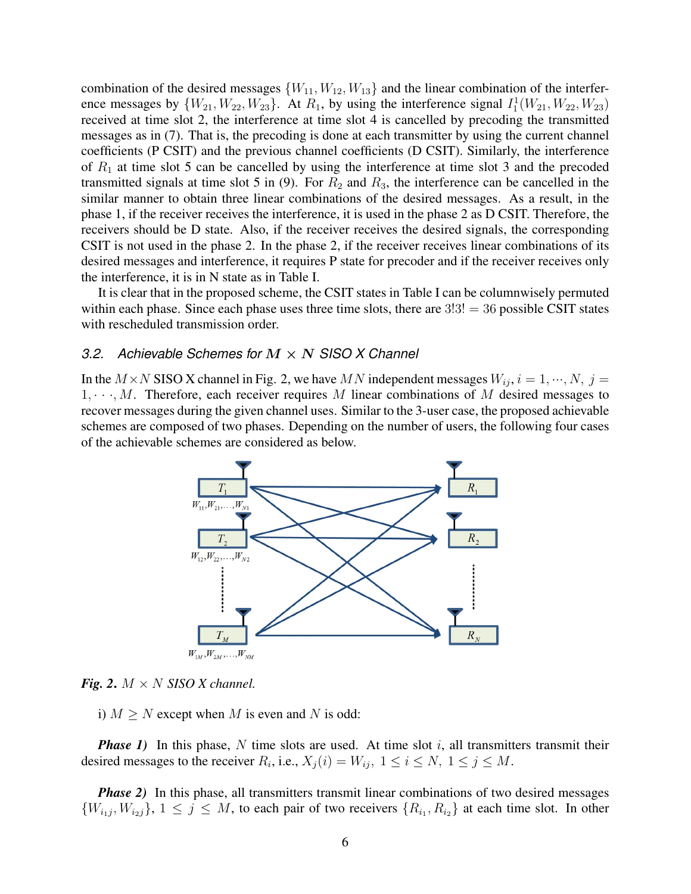combination of the desired messages $\{W_{11}, W_{12}, W_{13}\}$ and the linear combination of the interference messages by $\{W_{21}, W_{22}, W_{23}\}$. At $R_1$, by using the interference signal $I_1^1(W_{21}, W_{22}, W_{23})$ received at time slot 2, the interference at time slot 4 is cancelled by precoding the transmitted messages as in (7). That is, the precoding is done at each transmitter by using the current channel coefficients (P CSIT) and the previous channel coefficients (D CSIT). Similarly, the interference of $R_1$ at time slot 5 can be cancelled by using the interference at time slot 3 and the precoded transmitted signals at time slot 5 in (9). For $R_2$ and $R_3$, the interference can be cancelled in the similar manner to obtain three linear combinations of the desired messages. As a result, in the phase 1, if the receiver receives the interference, it is used in the phase 2 as D CSIT. Therefore, the receivers should be D state. Also, if the receiver receives the desired signals, the corresponding CSIT is not used in the phase 2. In the phase 2, if the receiver receives linear combinations of its desired messages and interference, it requires P state for precoder and if the receiver receives only the interference, it is in N state as in Table I.

It is clear that in the proposed scheme, the CSIT states in Table I can be columnwisely permuted within each phase. Since each phase uses three time slots, there are $3!3! = 36$ possible CSIT states with rescheduled transmission order.

### 3.2. Achievable Schemes for $M \times N$ SISO X Channel

In the $M \times N$ SISO X channel in Fig. 2, we have $MN$ independent messages $W_{ij}$, $i = 1, \cdots, N$, $j = 1, \cdots, M$. Therefore, each receiver requires $M$ linear combinations of $M$ desired messages to recover messages during the given channel uses. Similar to the 3-user case, the proposed achievable schemes are composed of two phases. Depending on the number of users, the following four cases of the achievable schemes are considered as below.

***Fig. 2.*** *$M \times N$ SISO X channel.*

i) $M \geq N$ except when $M$ is even and $N$ is odd:

***Phase 1)*** In this phase, $N$ time slots are used. At time slot $i$, all transmitters transmit their desired messages to the receiver $R_i$, i.e., $X_j(i) = W_{ij}$, $1 \leq i \leq N$, $1 \leq j \leq M$.

***Phase 2)*** In this phase, all transmitters transmit linear combinations of two desired messages $\{W_{i_1 j}, W_{i_2 j}\}$, $1 \leq j \leq M$, to each pair of two receivers $\{R_{i_1}, R_{i_2}\}$ at each time slot. In other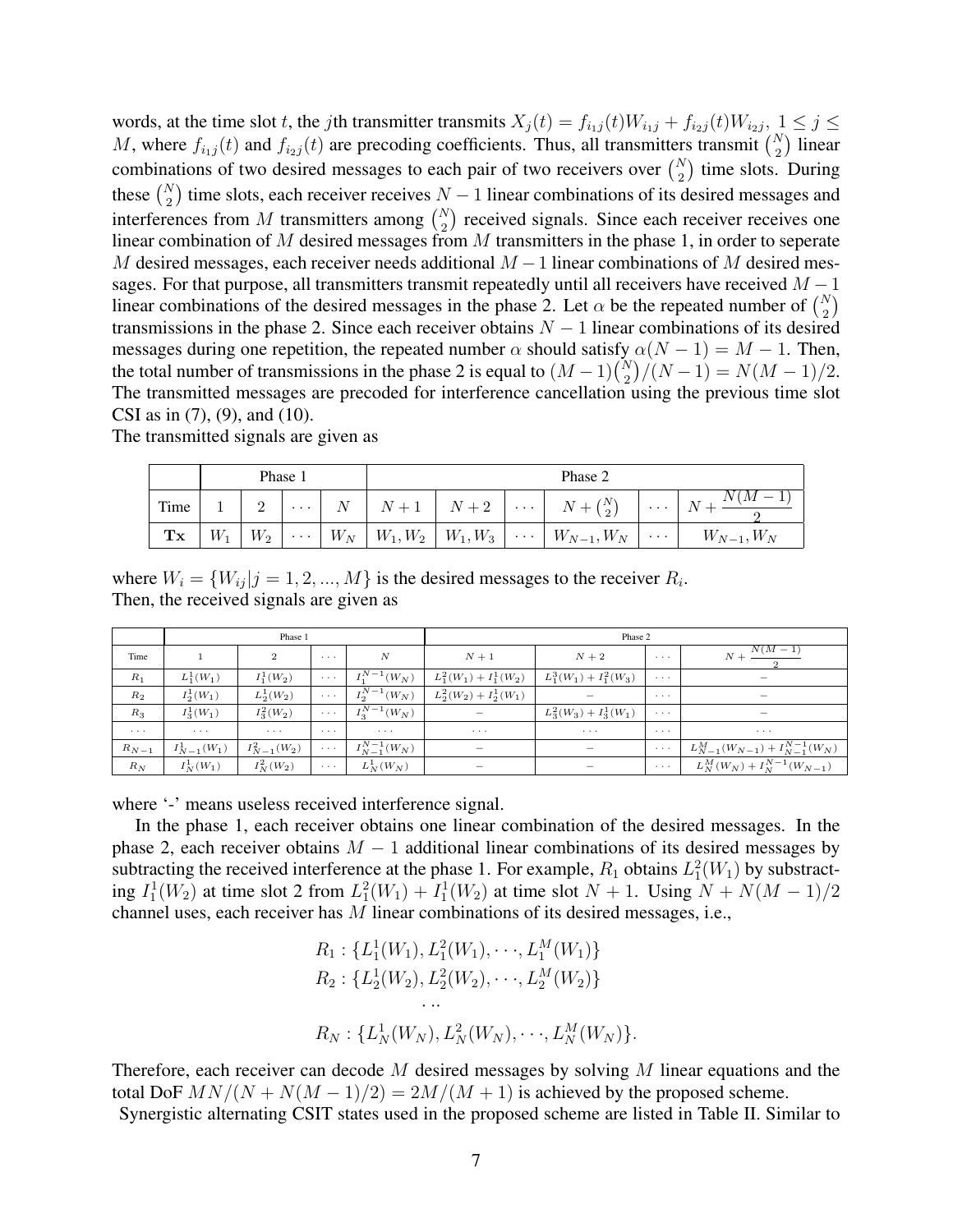words, at the time slot $t$, the $j$th transmitter transmits $X_j(t) = f_{i_1 j}(t)W_{i_1 j} + f_{i_2 j}(t)W_{i_2 j}$, $1 \leq j \leq M$, where $f_{i_1 j}(t)$ and $f_{i_2 j}(t)$ are precoding coefficients. Thus, all transmitters transmit $\binom{N}{2}$ linear combinations of two desired messages to each pair of two receivers over $\binom{N}{2}$ time slots. During these $\binom{N}{2}$ time slots, each receiver receives $N-1$ linear combinations of its desired messages and interferences from $M$ transmitters among $\binom{N}{2}$ received signals. Since each receiver receives one linear combination of $M$ desired messages from $M$ transmitters in the phase 1, in order to seperate $M$ desired messages, each receiver needs additional $M-1$ linear combinations of $M$ desired messages. For that purpose, all transmitters transmit repeatedly until all receivers have received $M-1$ linear combinations of the desired messages in the phase 2. Let $\alpha$ be the repeated number of $\binom{N}{2}$ transmissions in the phase 2. Since each receiver obtains $N-1$ linear combinations of its desired messages during one repetition, the repeated number $\alpha$ should satisfy $\alpha(N-1) = M-1$. Then, the total number of transmissions in the phase 2 is equal to $(M-1)\binom{N}{2}/(N-1) = N(M-1)/2$. The transmitted messages are precoded for interference cancellation using the previous time slot CSI as in (7), (9), and (10).

The transmitted signals are given as

| | Phase 1 | | | | Phase 2 | | | | | |
|---|---|---|---|---|---|---|---|---|---|---|
| Time | 1 | 2 | $\cdots$ | $N$ | $N+1$ | $N+2$ | $\cdots$ | $N+\binom{N}{2}$ | $\cdots$ | $N+\dfrac{N(M-1)}{2}$ |
| **Tx** | $W_1$ | $W_2$ | $\cdots$ | $W_N$ | $W_1, W_2$ | $W_1, W_3$ | $\cdots$ | $W_{N-1}, W_N$ | $\cdots$ | $W_{N-1}, W_N$ |

where $W_i = \{W_{ij} \mid j = 1, 2, ..., M\}$ is the desired messages to the receiver $R_i$.
Then, the received signals are given as

| | Phase 1 | | | | Phase 2 | | | |
|---|---|---|---|---|---|---|---|---|
| Time | 1 | 2 | $\cdots$ | $N$ | $N+1$ | $N+2$ | $\cdots$ | $N+\dfrac{N(M-1)}{2}$ |
| $R_1$ | $L_1^1(W_1)$ | $I_1^1(W_2)$ | $\cdots$ | $I_1^{N-1}(W_N)$ | $L_1^2(W_1)+I_1^1(W_2)$ | $L_1^3(W_1)+I_1^2(W_3)$ | $\cdots$ | $-$ |
| $R_2$ | $I_2^1(W_1)$ | $L_2^1(W_2)$ | $\cdots$ | $I_2^{N-1}(W_N)$ | $L_2^2(W_2)+I_2^1(W_1)$ | $-$ | $\cdots$ | $-$ |
| $R_3$ | $I_3^1(W_1)$ | $I_3^2(W_2)$ | $\cdots$ | $I_3^{N-1}(W_N)$ | $-$ | $L_3^2(W_3)+I_3^1(W_1)$ | $\cdots$ | $-$ |
| $\cdots$ | $\cdots$ | $\cdots$ | $\cdots$ | $\cdots$ | $\cdots$ | $\cdots$ | $\cdots$ | $\cdots$ |
| $R_{N-1}$ | $I_{N-1}^1(W_1)$ | $I_{N-1}^2(W_2)$ | $\cdots$ | $I_{N-1}^{N-1}(W_N)$ | $-$ | $-$ | $\cdots$ | $L_{N-1}^M(W_{N-1})+I_{N-1}^{N-1}(W_N)$ |
| $R_N$ | $I_N^1(W_1)$ | $I_N^2(W_2)$ | $\cdots$ | $L_N^1(W_N)$ | $-$ | $-$ | $\cdots$ | $L_N^M(W_N)+I_N^{N-1}(W_{N-1})$ |

where '-' means useless received interference signal.

In the phase 1, each receiver obtains one linear combination of the desired messages. In the phase 2, each receiver obtains $M-1$ additional linear combinations of its desired messages by subtracting the received interference at the phase 1. For example, $R_1$ obtains $L_1^2(W_1)$ by substracting $I_1^1(W_2)$ at time slot 2 from $L_1^2(W_1) + I_1^1(W_2)$ at time slot $N+1$. Using $N + N(M-1)/2$ channel uses, each receiver has $M$ linear combinations of its desired messages, i.e.,

$$
\begin{aligned}
R_1 &: \{L_1^1(W_1), L_1^2(W_1), \cdots, L_1^M(W_1)\} \\
R_2 &: \{L_2^1(W_2), L_2^2(W_2), \cdots, L_2^M(W_2)\} \\
&\quad \cdots \\
R_N &: \{L_N^1(W_N), L_N^2(W_N), \cdots, L_N^M(W_N)\}.
\end{aligned}
$$

Therefore, each receiver can decode $M$ desired messages by solving $M$ linear equations and the total DoF $MN/(N + N(M-1)/2) = 2M/(M+1)$ is achieved by the proposed scheme.

Synergistic alternating CSIT states used in the proposed scheme are listed in Table II. Similar to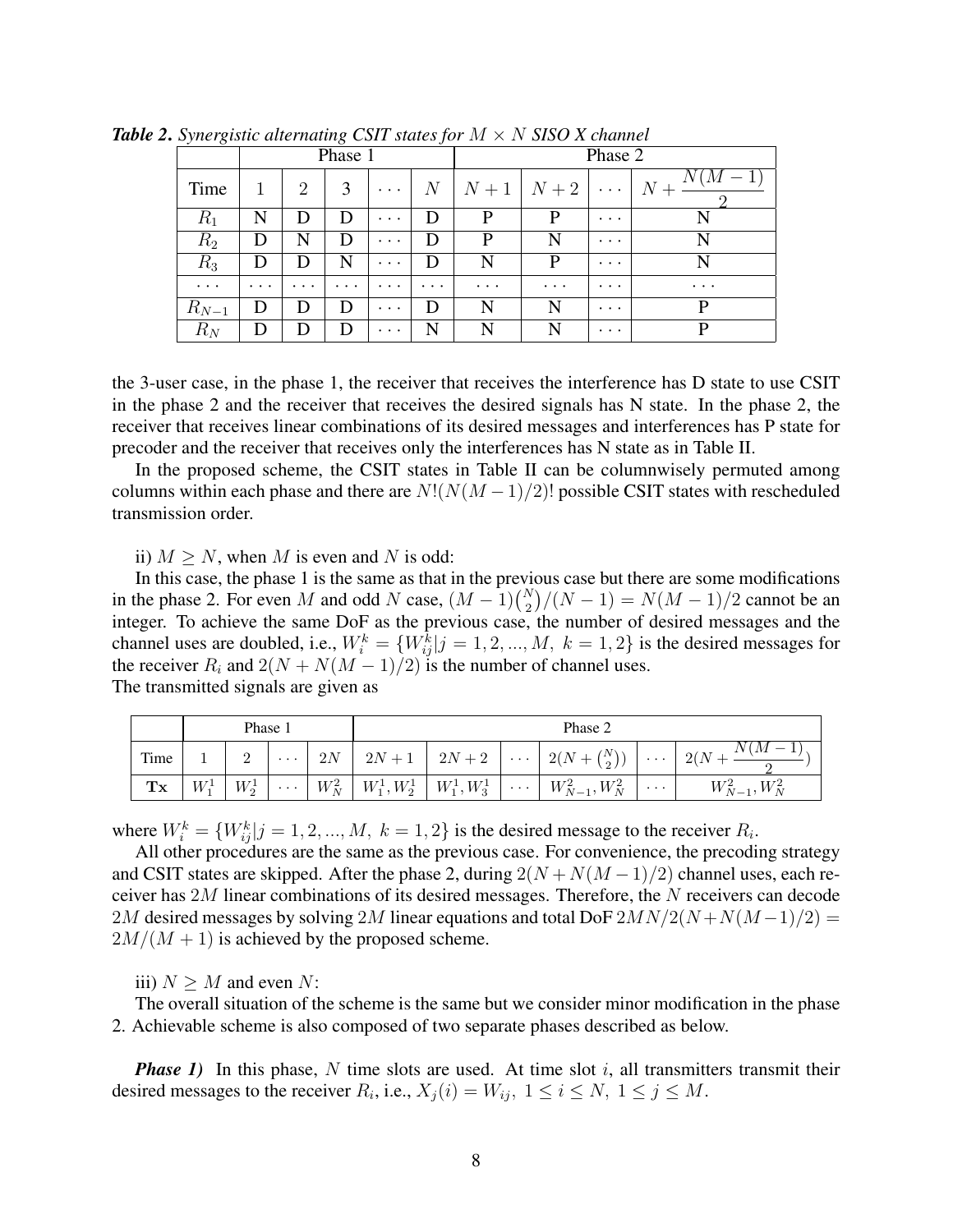***Table 2**. Synergistic alternating CSIT states for $M \times N$ SISO X channel*

| | Phase 1 | | | | | Phase 2 | | | |
|---|---|---|---|---|---|---|---|---|---|
| Time | 1 | 2 | 3 | $\cdots$ | $N$ | $N+1$ | $N+2$ | $\cdots$ | $N+\frac{N(M-1)}{2}$ |
| $R_1$ | N | D | D | $\cdots$ | D | P | P | $\cdots$ | N |
| $R_2$ | D | N | D | $\cdots$ | D | P | N | $\cdots$ | N |
| $R_3$ | D | D | N | $\cdots$ | D | N | P | $\cdots$ | N |
| $\cdots$ | $\cdots$ | $\cdots$ | $\cdots$ | $\cdots$ | $\cdots$ | $\cdots$ | $\cdots$ | $\cdots$ | $\cdots$ |
| $R_{N-1}$ | D | D | D | $\cdots$ | D | N | N | $\cdots$ | P |
| $R_N$ | D | D | D | $\cdots$ | N | N | N | $\cdots$ | P |

the 3-user case, in the phase 1, the receiver that receives the interference has D state to use CSIT in the phase 2 and the receiver that receives the desired signals has N state. In the phase 2, the receiver that receives linear combinations of its desired messages and interferences has P state for precoder and the receiver that receives only the interferences has N state as in Table II.

In the proposed scheme, the CSIT states in Table II can be columnwisely permuted among columns within each phase and there are $N!(N(M-1)/2)!$ possible CSIT states with rescheduled transmission order.

ii) $M \geq N$, when $M$ is even and $N$ is odd:

In this case, the phase 1 is the same as that in the previous case but there are some modifications in the phase 2. For even $M$ and odd $N$ case, $(M-1)\binom{N}{2}/(N-1) = N(M-1)/2$ cannot be an integer. To achieve the same DoF as the previous case, the number of desired messages and the channel uses are doubled, i.e., $W_i^k = \{W_{ij}^k | j = 1, 2, ..., M,\ k = 1, 2\}$ is the desired messages for the receiver $R_i$ and $2(N + N(M-1)/2)$ is the number of channel uses.

The transmitted signals are given as

| | Phase 1 | | | | Phase 2 | | | | | |
|---|---|---|---|---|---|---|---|---|---|---|
| Time | 1 | 2 | $\cdots$ | $2N$ | $2N+1$ | $2N+2$ | $\cdots$ | $2(N+\binom{N}{2})$ | $\cdots$ | $2(N+\frac{N(M-1)}{2})$ |
| $\mathbf{Tx}$ | $W_1^1$ | $W_2^1$ | $\cdots$ | $W_N^2$ | $W_1^1, W_2^1$ | $W_1^1, W_3^1$ | $\cdots$ | $W_{N-1}^2, W_N^2$ | $\cdots$ | $W_{N-1}^2, W_N^2$ |

where $W_i^k = \{W_{ij}^k | j = 1, 2, ..., M,\ k = 1, 2\}$ is the desired message to the receiver $R_i$.

All other procedures are the same as the previous case. For convenience, the precoding strategy and CSIT states are skipped. After the phase 2, during $2(N + N(M-1)/2)$ channel uses, each receiver has $2M$ linear combinations of its desired messages. Therefore, the $N$ receivers can decode $2M$ desired messages by solving $2M$ linear equations and total DoF $2MN/2(N+N(M-1)/2) = 2M/(M+1)$ is achieved by the proposed scheme.

iii) $N \geq M$ and even $N$:

The overall situation of the scheme is the same but we consider minor modification in the phase 2. Achievable scheme is also composed of two separate phases described as below.

***Phase 1)*** In this phase, $N$ time slots are used. At time slot $i$, all transmitters transmit their desired messages to the receiver $R_i$, i.e., $X_j(i) = W_{ij},\ 1 \leq i \leq N,\ 1 \leq j \leq M$.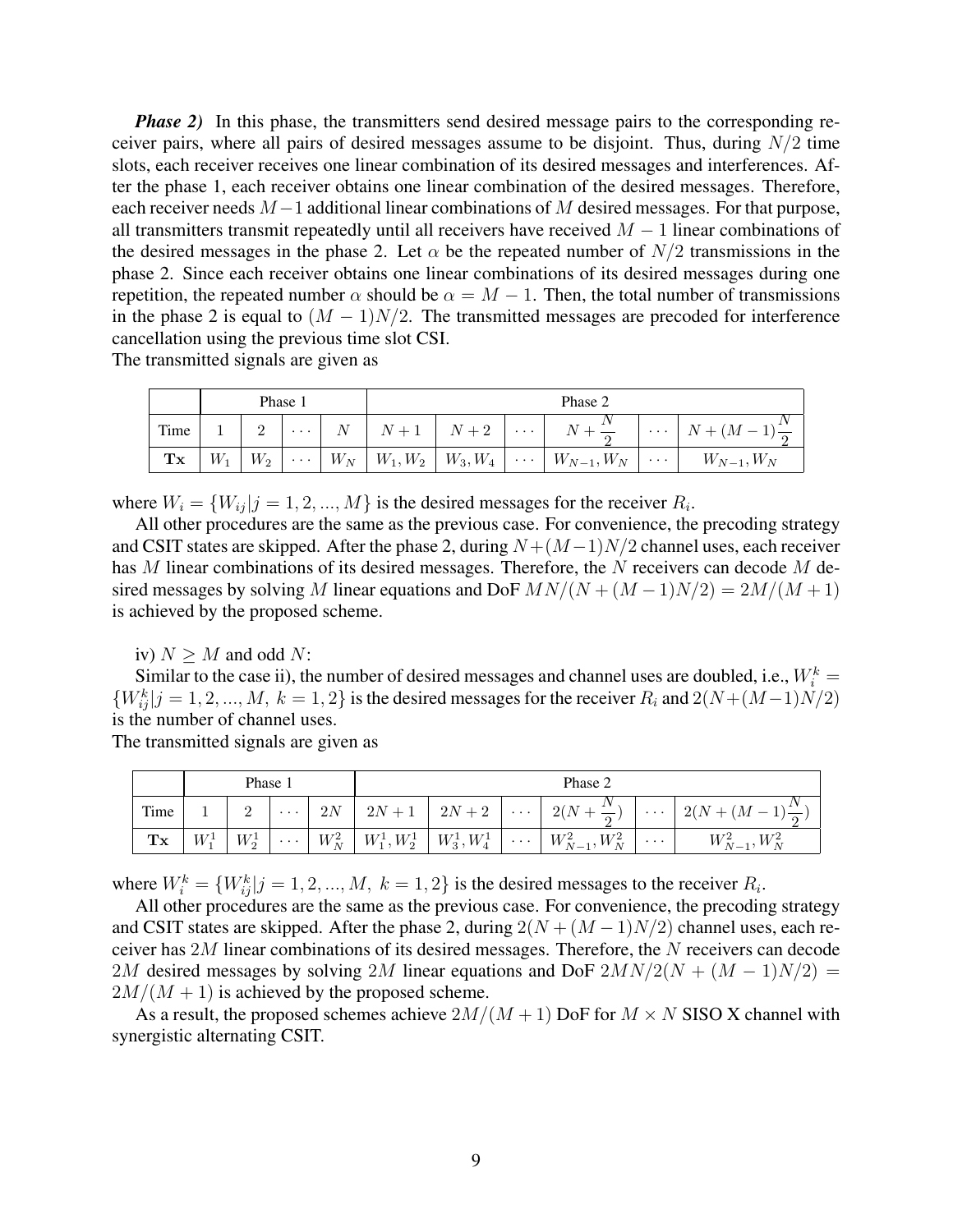***Phase 2)*** In this phase, the transmitters send desired message pairs to the corresponding receiver pairs, where all pairs of desired messages assume to be disjoint. Thus, during $N/2$ time slots, each receiver receives one linear combination of its desired messages and interferences. After the phase 1, each receiver obtains one linear combination of the desired messages. Therefore, each receiver needs $M-1$ additional linear combinations of $M$ desired messages. For that purpose, all transmitters transmit repeatedly until all receivers have received $M-1$ linear combinations of the desired messages in the phase 2. Let $\alpha$ be the repeated number of $N/2$ transmissions in the phase 2. Since each receiver obtains one linear combinations of its desired messages during one repetition, the repeated number $\alpha$ should be $\alpha = M-1$. Then, the total number of transmissions in the phase 2 is equal to $(M-1)N/2$. The transmitted messages are precoded for interference cancellation using the previous time slot CSI.
The transmitted signals are given as

| | Phase 1 | | | | Phase 2 | | | | | |
|---|---|---|---|---|---|---|---|---|---|---|
| Time | 1 | 2 | $\cdots$ | $N$ | $N+1$ | $N+2$ | $\cdots$ | $N+\frac{N}{2}$ | $\cdots$ | $N+(M-1)\frac{N}{2}$ |
| $\mathbf{Tx}$ | $W_1$ | $W_2$ | $\cdots$ | $W_N$ | $W_1, W_2$ | $W_3, W_4$ | $\cdots$ | $W_{N-1}, W_N$ | $\cdots$ | $W_{N-1}, W_N$ |

where $W_i = \{W_{ij} | j = 1, 2, ..., M\}$ is the desired messages for the receiver $R_i$.

All other procedures are the same as the previous case. For convenience, the precoding strategy and CSIT states are skipped. After the phase 2, during $N+(M-1)N/2$ channel uses, each receiver has $M$ linear combinations of its desired messages. Therefore, the $N$ receivers can decode $M$ desired messages by solving $M$ linear equations and DoF $MN/(N+(M-1)N/2) = 2M/(M+1)$ is achieved by the proposed scheme.

iv) $N \geq M$ and odd $N$:

Similar to the case ii), the number of desired messages and channel uses are doubled, i.e., $W_i^k = \{W_{ij}^k | j = 1, 2, ..., M,\ k = 1, 2\}$ is the desired messages for the receiver $R_i$ and $2(N+(M-1)N/2)$ is the number of channel uses.
The transmitted signals are given as

| | Phase 1 | | | | Phase 2 | | | | | |
|---|---|---|---|---|---|---|---|---|---|---|
| Time | 1 | 2 | $\cdots$ | $2N$ | $2N+1$ | $2N+2$ | $\cdots$ | $2(N+\frac{N}{2})$ | $\cdots$ | $2(N+(M-1)\frac{N}{2})$ |
| $\mathbf{Tx}$ | $W_1^1$ | $W_2^1$ | $\cdots$ | $W_N^2$ | $W_1^1, W_2^1$ | $W_3^1, W_4^1$ | $\cdots$ | $W_{N-1}^2, W_N^2$ | $\cdots$ | $W_{N-1}^2, W_N^2$ |

where $W_i^k = \{W_{ij}^k | j = 1, 2, ..., M,\ k = 1, 2\}$ is the desired messages to the receiver $R_i$.

All other procedures are the same as the previous case. For convenience, the precoding strategy and CSIT states are skipped. After the phase 2, during $2(N+(M-1)N/2)$ channel uses, each receiver has $2M$ linear combinations of its desired messages. Therefore, the $N$ receivers can decode $2M$ desired messages by solving $2M$ linear equations and DoF $2MN/2(N+(M-1)N/2) = 2M/(M+1)$ is achieved by the proposed scheme.

As a result, the proposed schemes achieve $2M/(M+1)$ DoF for $M \times N$ SISO X channel with synergistic alternating CSIT.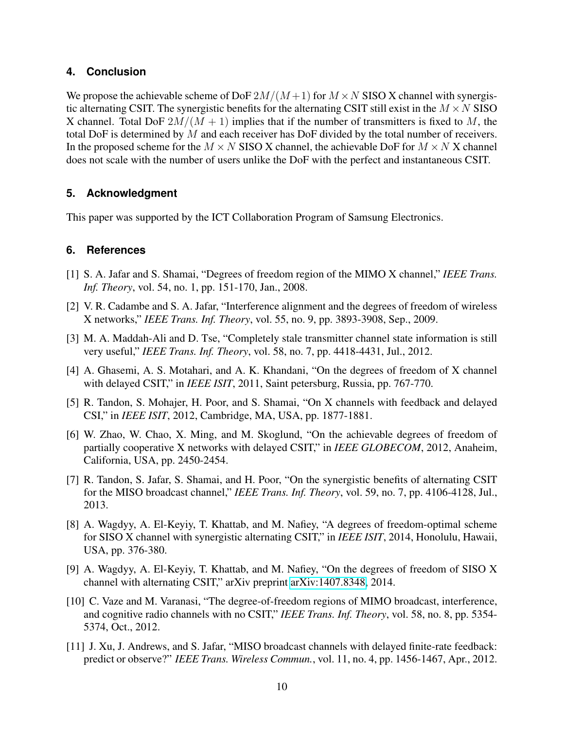## 4. Conclusion

We propose the achievable scheme of DoF $2M/(M+1)$ for $M \times N$ SISO X channel with synergistic alternating CSIT. The synergistic benefits for the alternating CSIT still exist in the $M \times N$ SISO X channel. Total DoF $2M/(M+1)$ implies that if the number of transmitters is fixed to $M$, the total DoF is determined by $M$ and each receiver has DoF divided by the total number of receivers. In the proposed scheme for the $M \times N$ SISO X channel, the achievable DoF for $M \times N$ X channel does not scale with the number of users unlike the DoF with the perfect and instantaneous CSIT.

## 5. Acknowledgment

This paper was supported by the ICT Collaboration Program of Samsung Electronics.

## 6. References

[1] S. A. Jafar and S. Shamai, "Degrees of freedom region of the MIMO X channel," *IEEE Trans. Inf. Theory*, vol. 54, no. 1, pp. 151-170, Jan., 2008.

[2] V. R. Cadambe and S. A. Jafar, "Interference alignment and the degrees of freedom of wireless X networks," *IEEE Trans. Inf. Theory*, vol. 55, no. 9, pp. 3893-3908, Sep., 2009.

[3] M. A. Maddah-Ali and D. Tse, "Completely stale transmitter channel state information is still very useful," *IEEE Trans. Inf. Theory*, vol. 58, no. 7, pp. 4418-4431, Jul., 2012.

[4] A. Ghasemi, A. S. Motahari, and A. K. Khandani, "On the degrees of freedom of X channel with delayed CSIT," in *IEEE ISIT*, 2011, Saint petersburg, Russia, pp. 767-770.

[5] R. Tandon, S. Mohajer, H. Poor, and S. Shamai, "On X channels with feedback and delayed CSI," in *IEEE ISIT*, 2012, Cambridge, MA, USA, pp. 1877-1881.

[6] W. Zhao, W. Chao, X. Ming, and M. Skoglund, "On the achievable degrees of freedom of partially cooperative X networks with delayed CSIT," in *IEEE GLOBECOM*, 2012, Anaheim, California, USA, pp. 2450-2454.

[7] R. Tandon, S. Jafar, S. Shamai, and H. Poor, "On the synergistic benefits of alternating CSIT for the MISO broadcast channel," *IEEE Trans. Inf. Theory*, vol. 59, no. 7, pp. 4106-4128, Jul., 2013.

[8] A. Wagdyy, A. El-Keyiy, T. Khattab, and M. Nafiey, "A degrees of freedom-optimal scheme for SISO X channel with synergistic alternating CSIT," in *IEEE ISIT*, 2014, Honolulu, Hawaii, USA, pp. 376-380.

[9] A. Wagdyy, A. El-Keyiy, T. Khattab, and M. Nafiey, "On the degrees of freedom of SISO X channel with alternating CSIT," arXiv preprint arXiv:1407.8348, 2014.

[10] C. Vaze and M. Varanasi, "The degree-of-freedom regions of MIMO broadcast, interference, and cognitive radio channels with no CSIT," *IEEE Trans. Inf. Theory*, vol. 58, no. 8, pp. 5354-5374, Oct., 2012.

[11] J. Xu, J. Andrews, and S. Jafar, "MISO broadcast channels with delayed finite-rate feedback: predict or observe?" *IEEE Trans. Wireless Commun.*, vol. 11, no. 4, pp. 1456-1467, Apr., 2012.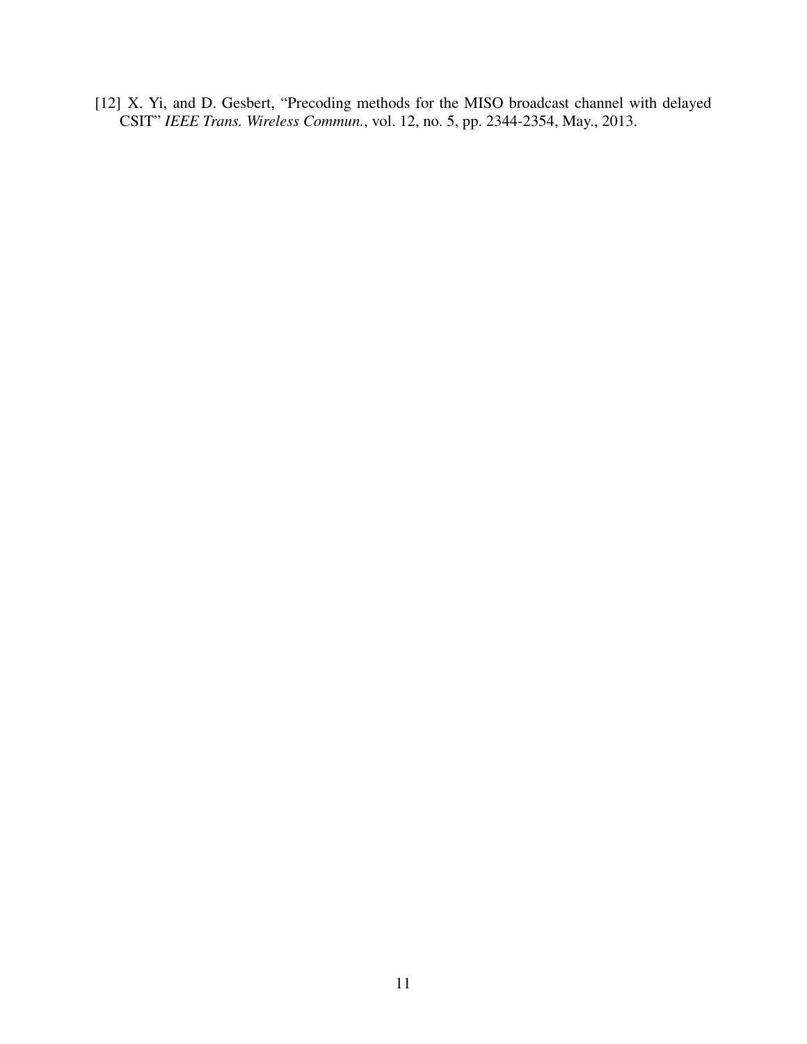[12] X. Yi, and D. Gesbert, "Precoding methods for the MISO broadcast channel with delayed CSIT" *IEEE Trans. Wireless Commun.*, vol. 12, no. 5, pp. 2344-2354, May., 2013.